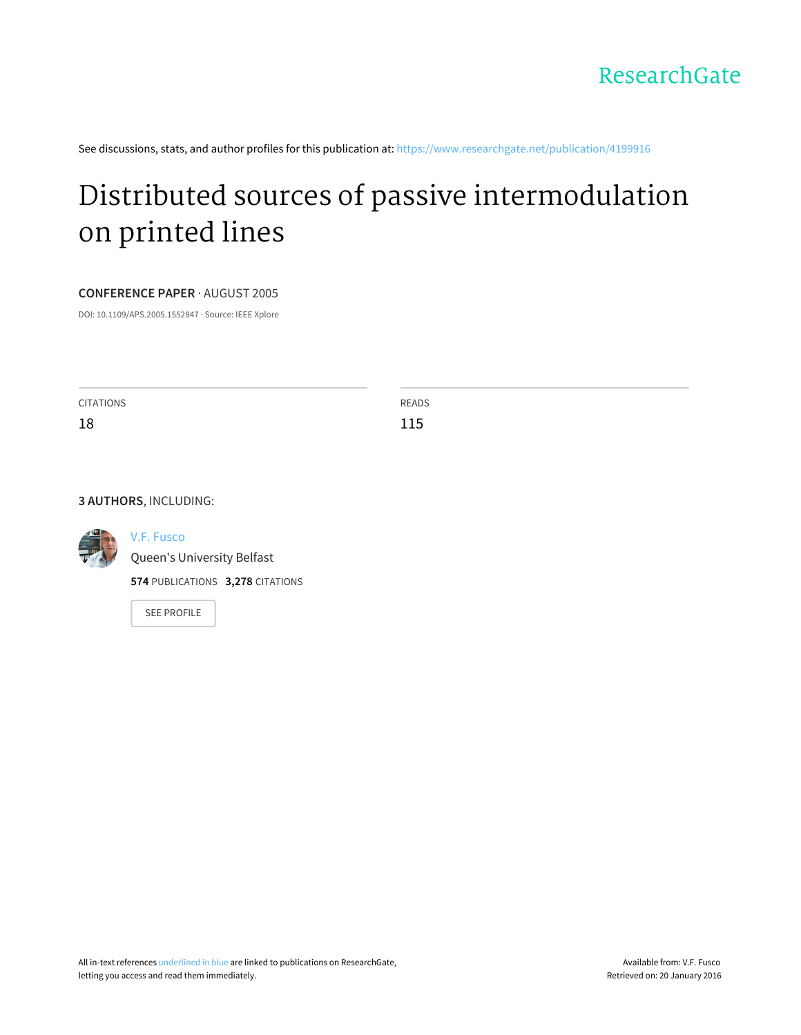ResearchGate

See discussions, stats, and author profiles for this publication at: https://www.researchgate.net/publication/4199916

# Distributed sources of passive intermodulation on printed lines

**CONFERENCE PAPER** · AUGUST 2005

DOI: 10.1109/APS.2005.1552847 · Source: IEEE Xplore

CITATIONS
18

READS
115

**3 AUTHORS**, INCLUDING:

V.F. Fusco
Queen's University Belfast
**574** PUBLICATIONS **3,278** CITATIONS

SEE PROFILE

All in-text references underlined in blue are linked to publications on ResearchGate, letting you access and read them immediately.

Available from: V.F. Fusco
Retrieved on: 20 January 2016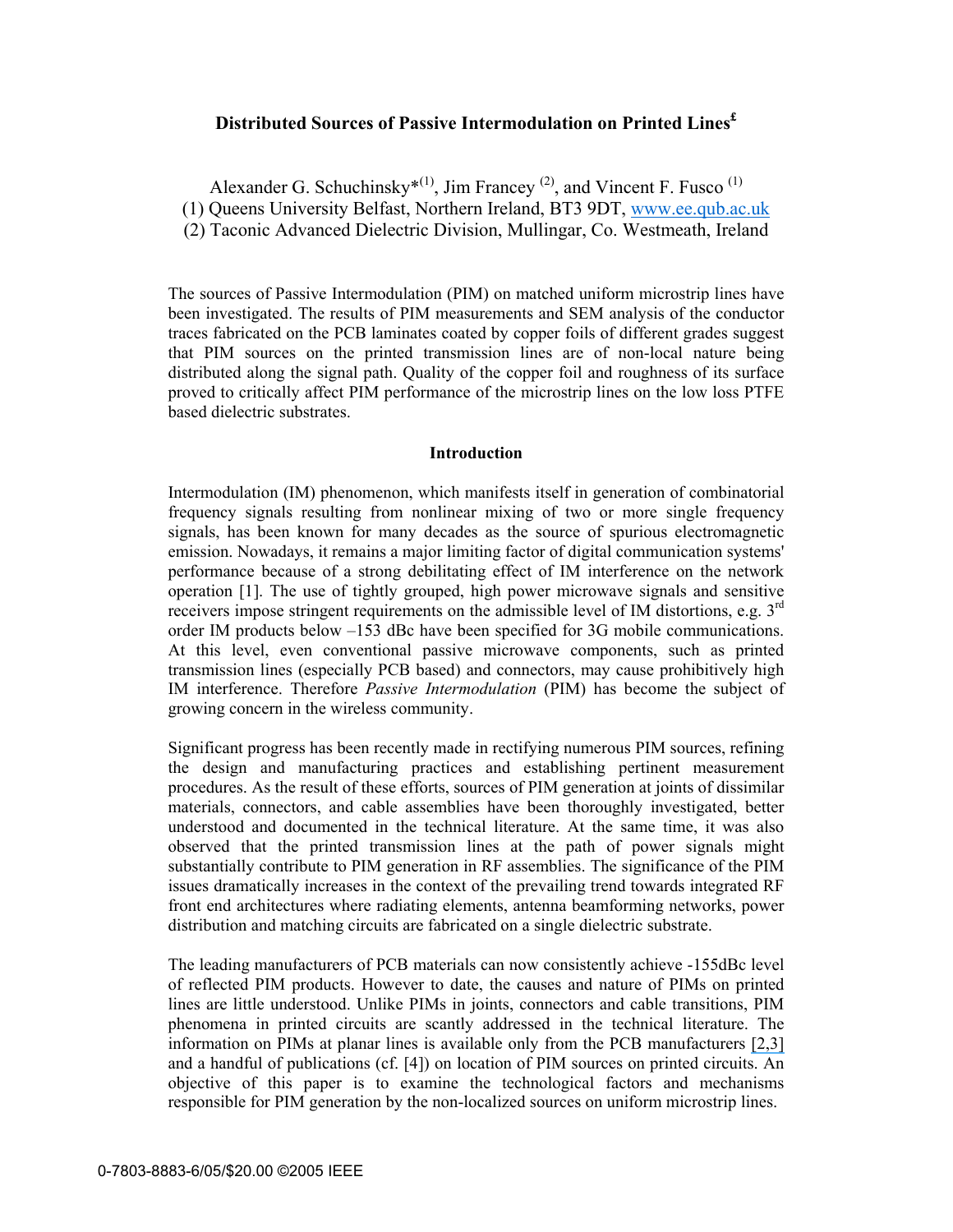# Distributed Sources of Passive Intermodulation on Printed Lines[£]

Alexander G. Schuchinsky*[(1)], Jim Francey [(2)], and Vincent F. Fusco [(1)]

(1) Queens University Belfast, Northern Ireland, BT3 9DT, www.ee.qub.ac.uk

(2) Taconic Advanced Dielectric Division, Mullingar, Co. Westmeath, Ireland

The sources of Passive Intermodulation (PIM) on matched uniform microstrip lines have been investigated. The results of PIM measurements and SEM analysis of the conductor traces fabricated on the PCB laminates coated by copper foils of different grades suggest that PIM sources on the printed transmission lines are of non-local nature being distributed along the signal path. Quality of the copper foil and roughness of its surface proved to critically affect PIM performance of the microstrip lines on the low loss PTFE based dielectric substrates.

## Introduction

Intermodulation (IM) phenomenon, which manifests itself in generation of combinatorial frequency signals resulting from nonlinear mixing of two or more single frequency signals, has been known for many decades as the source of spurious electromagnetic emission. Nowadays, it remains a major limiting factor of digital communication systems' performance because of a strong debilitating effect of IM interference on the network operation [1]. The use of tightly grouped, high power microwave signals and sensitive receivers impose stringent requirements on the admissible level of IM distortions, e.g. 3rd order IM products below –153 dBc have been specified for 3G mobile communications. At this level, even conventional passive microwave components, such as printed transmission lines (especially PCB based) and connectors, may cause prohibitively high IM interference. Therefore *Passive Intermodulation* (PIM) has become the subject of growing concern in the wireless community.

Significant progress has been recently made in rectifying numerous PIM sources, refining the design and manufacturing practices and establishing pertinent measurement procedures. As the result of these efforts, sources of PIM generation at joints of dissimilar materials, connectors, and cable assemblies have been thoroughly investigated, better understood and documented in the technical literature. At the same time, it was also observed that the printed transmission lines at the path of power signals might substantially contribute to PIM generation in RF assemblies. The significance of the PIM issues dramatically increases in the context of the prevailing trend towards integrated RF front end architectures where radiating elements, antenna beamforming networks, power distribution and matching circuits are fabricated on a single dielectric substrate.

The leading manufacturers of PCB materials can now consistently achieve -155dBc level of reflected PIM products. However to date, the causes and nature of PIMs on printed lines are little understood. Unlike PIMs in joints, connectors and cable transitions, PIM phenomena in printed circuits are scantly addressed in the technical literature. The information on PIMs at planar lines is available only from the PCB manufacturers [2,3] and a handful of publications (cf. [4]) on location of PIM sources on printed circuits. An objective of this paper is to examine the technological factors and mechanisms responsible for PIM generation by the non-localized sources on uniform microstrip lines.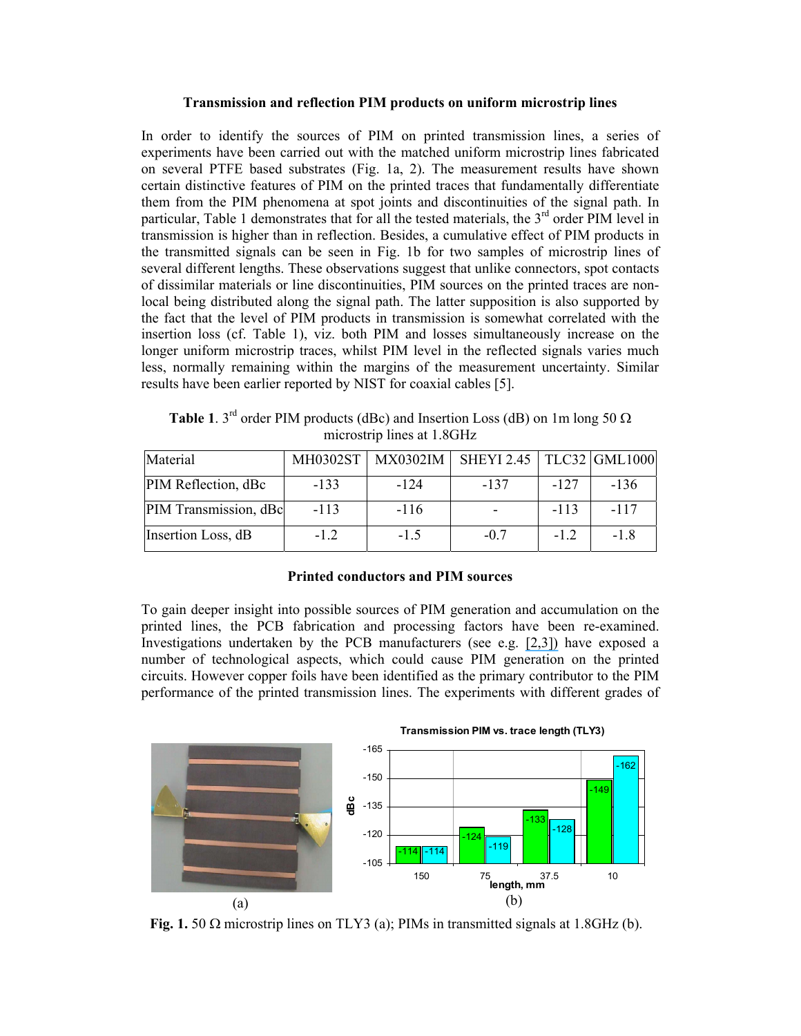### Transmission and reflection PIM products on uniform microstrip lines

In order to identify the sources of PIM on printed transmission lines, a series of experiments have been carried out with the matched uniform microstrip lines fabricated on several PTFE based substrates (Fig. 1a, 2). The measurement results have shown certain distinctive features of PIM on the printed traces that fundamentally differentiate them from the PIM phenomena at spot joints and discontinuities of the signal path. In particular, Table 1 demonstrates that for all the tested materials, the 3rd order PIM level in transmission is higher than in reflection. Besides, a cumulative effect of PIM products in the transmitted signals can be seen in Fig. 1b for two samples of microstrip lines of several different lengths. These observations suggest that unlike connectors, spot contacts of dissimilar materials or line discontinuities, PIM sources on the printed traces are non-local being distributed along the signal path. The latter supposition is also supported by the fact that the level of PIM products in transmission is somewhat correlated with the insertion loss (cf. Table 1), viz. both PIM and losses simultaneously increase on the longer uniform microstrip traces, whilst PIM level in the reflected signals varies much less, normally remaining within the margins of the measurement uncertainty. Similar results have been earlier reported by NIST for coaxial cables [5].

**Table 1**. 3rd order PIM products (dBc) and Insertion Loss (dB) on 1m long 50 Ω microstrip lines at 1.8GHz

| Material | MH0302ST | MX0302IM | SHEYI 2.45 | TLC32 | GML1000 |
|---|---|---|---|---|---|
| PIM Reflection, dBc | -133 | -124 | -137 | -127 | -136 |
| PIM Transmission, dBc | -113 | -116 | - | -113 | -117 |
| Insertion Loss, dB | -1.2 | -1.5 | -0.7 | -1.2 | -1.8 |

### Printed conductors and PIM sources

To gain deeper insight into possible sources of PIM generation and accumulation on the printed lines, the PCB fabrication and processing factors have been re-examined. Investigations undertaken by the PCB manufacturers (see e.g. [2,3]) have exposed a number of technological aspects, which could cause PIM generation on the printed circuits. However copper foils have been identified as the primary contributor to the PIM performance of the printed transmission lines. The experiments with different grades of

**Fig. 1.** 50 Ω microstrip lines on TLY3 (a); PIMs in transmitted signals at 1.8GHz (b).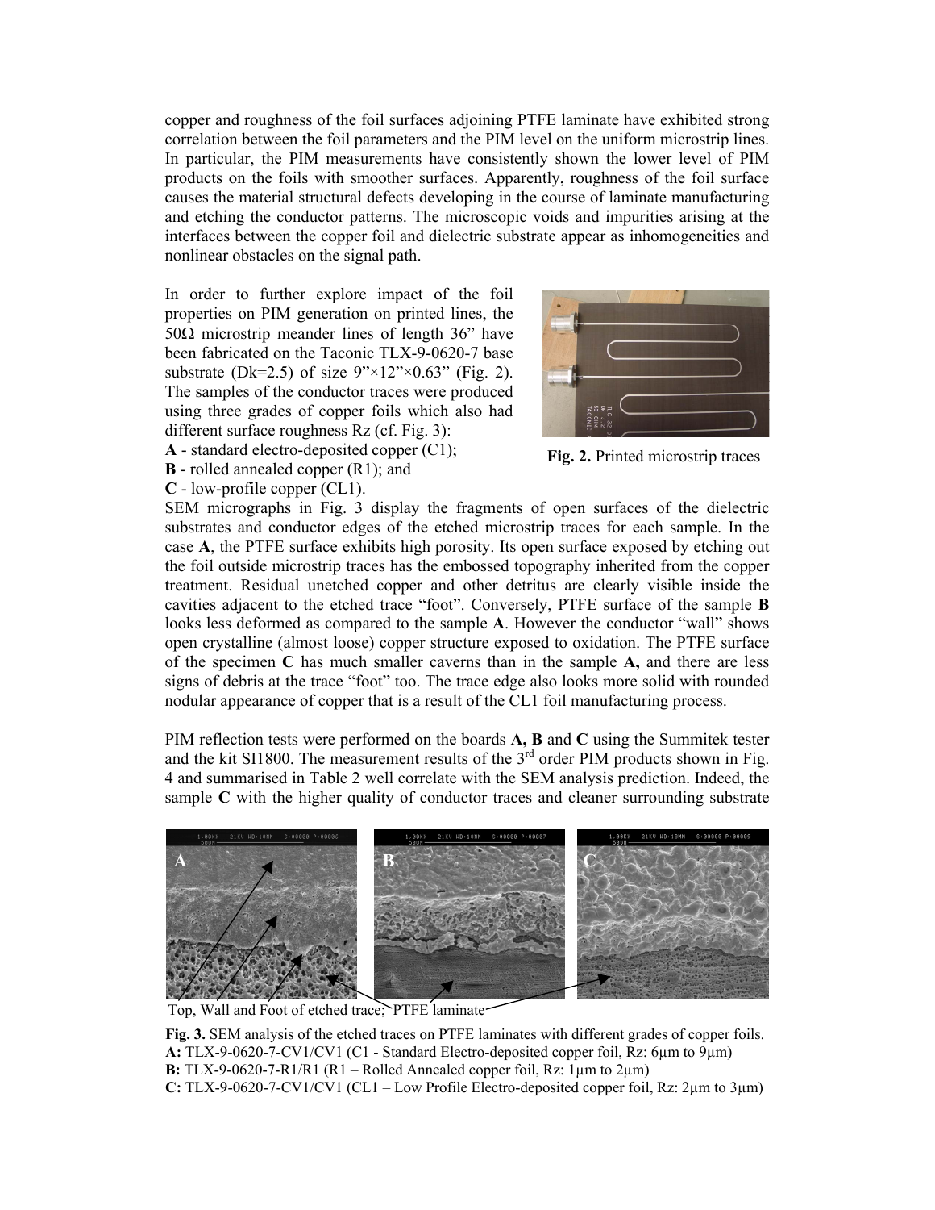copper and roughness of the foil surfaces adjoining PTFE laminate have exhibited strong correlation between the foil parameters and the PIM level on the uniform microstrip lines. In particular, the PIM measurements have consistently shown the lower level of PIM products on the foils with smoother surfaces. Apparently, roughness of the foil surface causes the material structural defects developing in the course of laminate manufacturing and etching the conductor patterns. The microscopic voids and impurities arising at the interfaces between the copper foil and dielectric substrate appear as inhomogeneities and nonlinear obstacles on the signal path.

In order to further explore impact of the foil properties on PIM generation on printed lines, the 50Ω microstrip meander lines of length 36" have been fabricated on the Taconic TLX-9-0620-7 base substrate (Dk=2.5) of size 9"×12"×0.63" (Fig. 2). The samples of the conductor traces were produced using three grades of copper foils which also had different surface roughness Rz (cf. Fig. 3):

**A** - standard electro-deposited copper (C1);
**B** - rolled annealed copper (R1); and
**C** - low-profile copper (CL1).

**Fig. 2.** Printed microstrip traces

SEM micrographs in Fig. 3 display the fragments of open surfaces of the dielectric substrates and conductor edges of the etched microstrip traces for each sample. In the case **A**, the PTFE surface exhibits high porosity. Its open surface exposed by etching out the foil outside microstrip traces has the embossed topography inherited from the copper treatment. Residual unetched copper and other detritus are clearly visible inside the cavities adjacent to the etched trace "foot". Conversely, PTFE surface of the sample **B** looks less deformed as compared to the sample **A**. However the conductor "wall" shows open crystalline (almost loose) copper structure exposed to oxidation. The PTFE surface of the specimen **C** has much smaller caverns than in the sample **A,** and there are less signs of debris at the trace "foot" too. The trace edge also looks more solid with rounded nodular appearance of copper that is a result of the CL1 foil manufacturing process.

PIM reflection tests were performed on the boards **A, B** and **C** using the Summitek tester and the kit SI1800. The measurement results of the 3rd order PIM products shown in Fig. 4 and summarised in Table 2 well correlate with the SEM analysis prediction. Indeed, the sample **C** with the higher quality of conductor traces and cleaner surrounding substrate

Top, Wall and Foot of etched trace; PTFE laminate

**Fig. 3.** SEM analysis of the etched traces on PTFE laminates with different grades of copper foils.
**A:** TLX-9-0620-7-CV1/CV1 (C1 - Standard Electro-deposited copper foil, Rz: 6μm to 9μm)
**B:** TLX-9-0620-7-R1/R1 (R1 – Rolled Annealed copper foil, Rz: 1μm to 2μm)
**C:** TLX-9-0620-7-CV1/CV1 (CL1 – Low Profile Electro-deposited copper foil, Rz: 2μm to 3μm)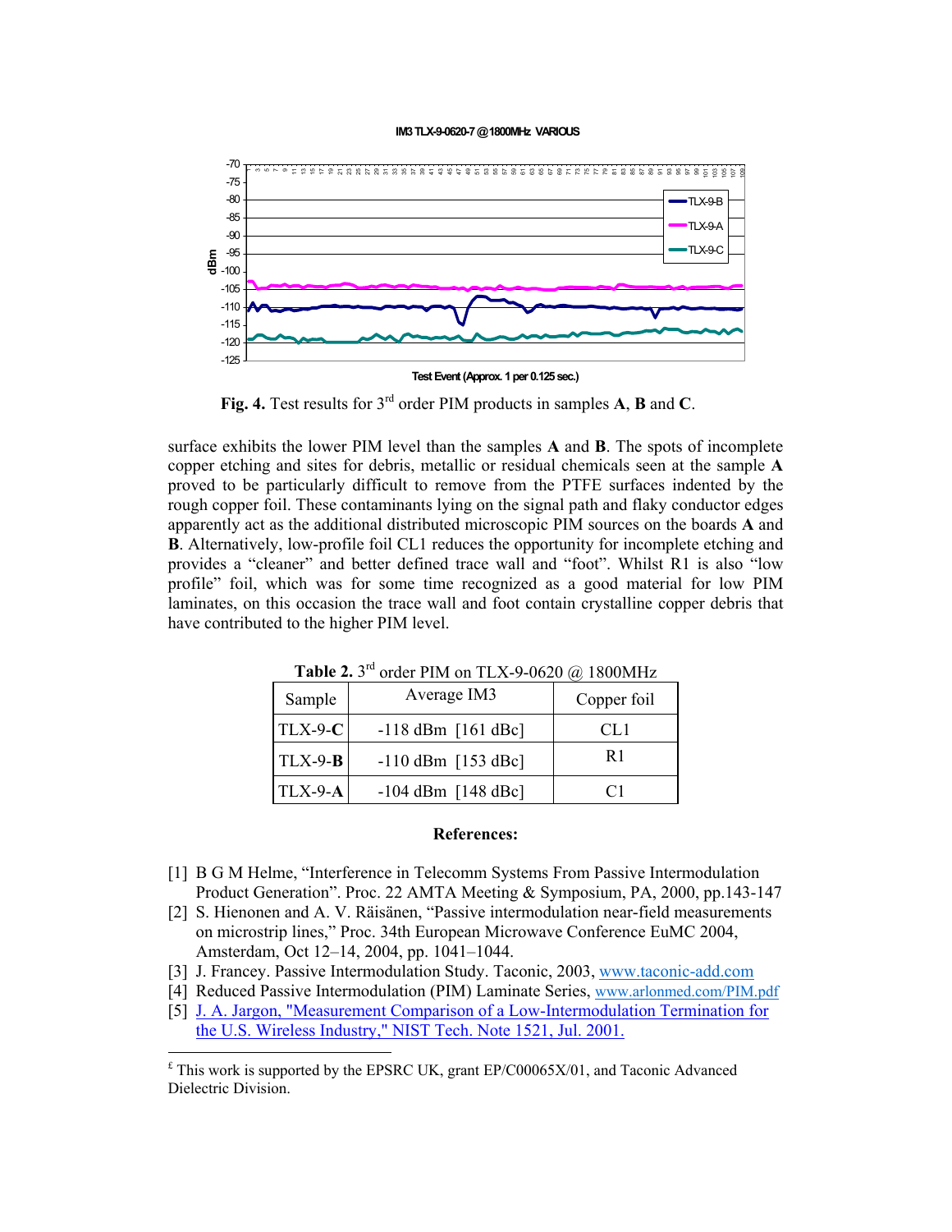IM3 TLX-9-0620-7 @1800MHz VARIOUS

-70
-75
-80
-85
-90
-95
-100
-105
-110
-115
-120
-125

dBm

TLX-9-B
TLX-9-A
TLX-9-C

Test Event (Approx. 1 per 0.125 sec.)

**Fig. 4.** Test results for 3rd order PIM products in samples **A**, **B** and **C**.

surface exhibits the lower PIM level than the samples **A** and **B**. The spots of incomplete copper etching and sites for debris, metallic or residual chemicals seen at the sample **A** proved to be particularly difficult to remove from the PTFE surfaces indented by the rough copper foil. These contaminants lying on the signal path and flaky conductor edges apparently act as the additional distributed microscopic PIM sources on the boards **A** and **B**. Alternatively, low-profile foil CL1 reduces the opportunity for incomplete etching and provides a "cleaner" and better defined trace wall and "foot". Whilst R1 is also "low profile" foil, which was for some time recognized as a good material for low PIM laminates, on this occasion the trace wall and foot contain crystalline copper debris that have contributed to the higher PIM level.

**Table 2.** 3rd order PIM on TLX-9-0620 @ 1800MHz

| Sample | Average IM3 | Copper foil |
|---|---|---|
| TLX-9-**C** | -118 dBm [161 dBc] | CL1 |
| TLX-9-**B** | -110 dBm [153 dBc] | R1 |
| TLX-9-**A** | -104 dBm [148 dBc] | C1 |

## References:

[1] B G M Helme, "Interference in Telecomm Systems From Passive Intermodulation Product Generation". Proc. 22 AMTA Meeting & Symposium, PA, 2000, pp.143-147

[2] S. Hienonen and A. V. Räisänen, "Passive intermodulation near-field measurements on microstrip lines," Proc. 34th European Microwave Conference EuMC 2004, Amsterdam, Oct 12–14, 2004, pp. 1041–1044.

[3] J. Francey. Passive Intermodulation Study. Taconic, 2003, www.taconic-add.com

[4] Reduced Passive Intermodulation (PIM) Laminate Series, www.arlonmed.com/PIM.pdf

[5] J. A. Jargon, "Measurement Comparison of a Low-Intermodulation Termination for the U.S. Wireless Industry," NIST Tech. Note 1521, Jul. 2001.

£ This work is supported by the EPSRC UK, grant EP/C00065X/01, and Taconic Advanced Dielectric Division.